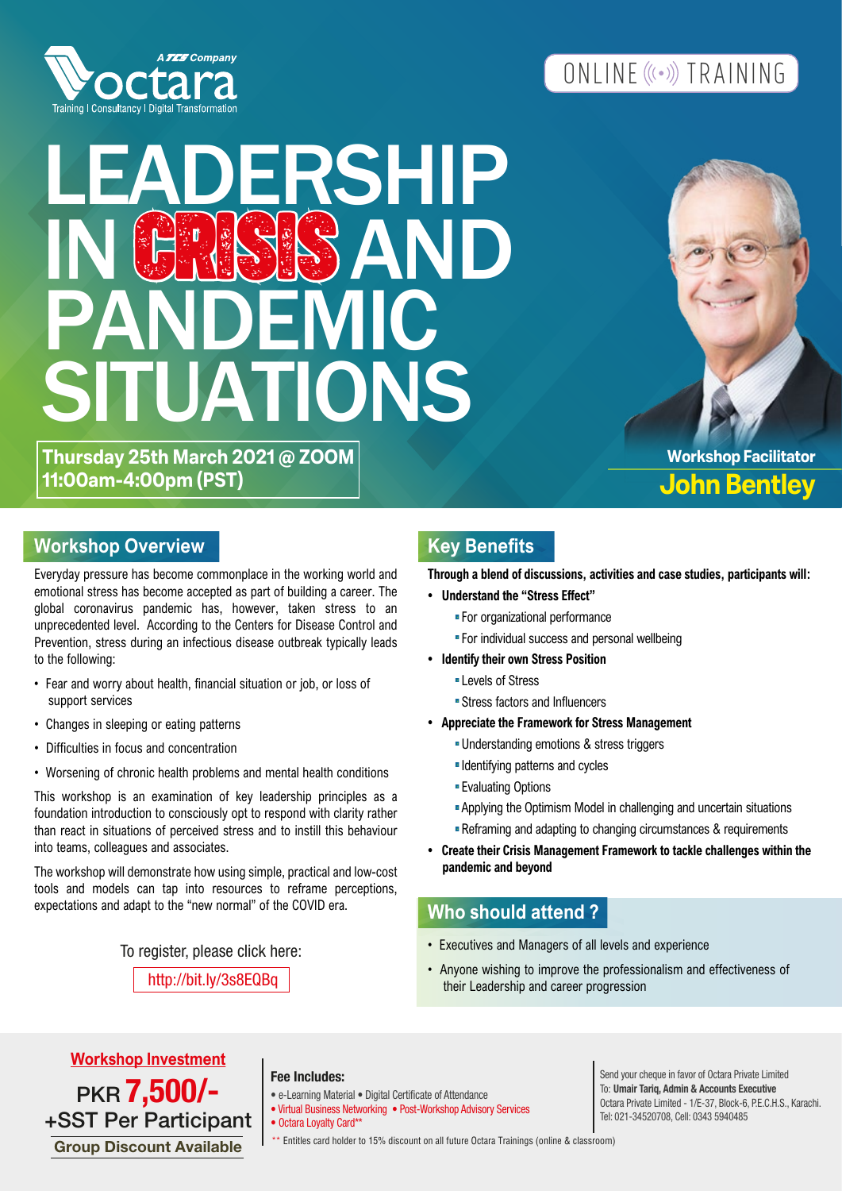A TCS Company
octara
Training | Consultancy | Digital Transformation

ONLINE TRAINING

# LEADERSHIP IN CRISIS AND PANDEMIC SITUATIONS

**Thursday 25th March 2021 @ ZOOM**
**11:00am-4:00pm (PST)**

**Workshop Facilitator**
**John Bentley**

## Workshop Overview

Everyday pressure has become commonplace in the working world and emotional stress has become accepted as part of building a career. The global coronavirus pandemic has, however, taken stress to an unprecedented level. According to the Centers for Disease Control and Prevention, stress during an infectious disease outbreak typically leads to the following:

- Fear and worry about health, financial situation or job, or loss of support services
- Changes in sleeping or eating patterns
- Difficulties in focus and concentration
- Worsening of chronic health problems and mental health conditions

This workshop is an examination of key leadership principles as a foundation introduction to consciously opt to respond with clarity rather than react in situations of perceived stress and to instill this behaviour into teams, colleagues and associates.

The workshop will demonstrate how using simple, practical and low-cost tools and models can tap into resources to reframe perceptions, expectations and adapt to the "new normal" of the COVID era.

To register, please click here:
http://bit.ly/3s8EQBq

## Key Benefits

**Through a blend of discussions, activities and case studies, participants will:**

- **Understand the "Stress Effect"**
  - For organizational performance
  - For individual success and personal wellbeing
- **Identify their own Stress Position**
  - Levels of Stress
  - Stress factors and Influencers
- **Appreciate the Framework for Stress Management**
  - Understanding emotions & stress triggers
  - Identifying patterns and cycles
  - Evaluating Options
  - Applying the Optimism Model in challenging and uncertain situations
  - Reframing and adapting to changing circumstances & requirements
- **Create their Crisis Management Framework to tackle challenges within the pandemic and beyond**

## Who should attend ?

- Executives and Managers of all levels and experience
- Anyone wishing to improve the professionalism and effectiveness of their Leadership and career progression

**Workshop Investment**

PKR **7,500/-** +SST Per Participant

**Group Discount Available**

**Fee Includes:**

- e-Learning Material
- Digital Certificate of Attendance
- Virtual Business Networking
- Post-Workshop Advisory Services
- Octara Loyalty Card**

** Entitles card holder to 15% discount on all future Octara Trainings (online & classroom)

Send your cheque in favor of Octara Private Limited
To: **Umair Tariq, Admin & Accounts Executive**
Octara Private Limited - 1/E-37, Block-6, P.E.C.H.S., Karachi.
Tel: 021-34520708, Cell: 0343 5940485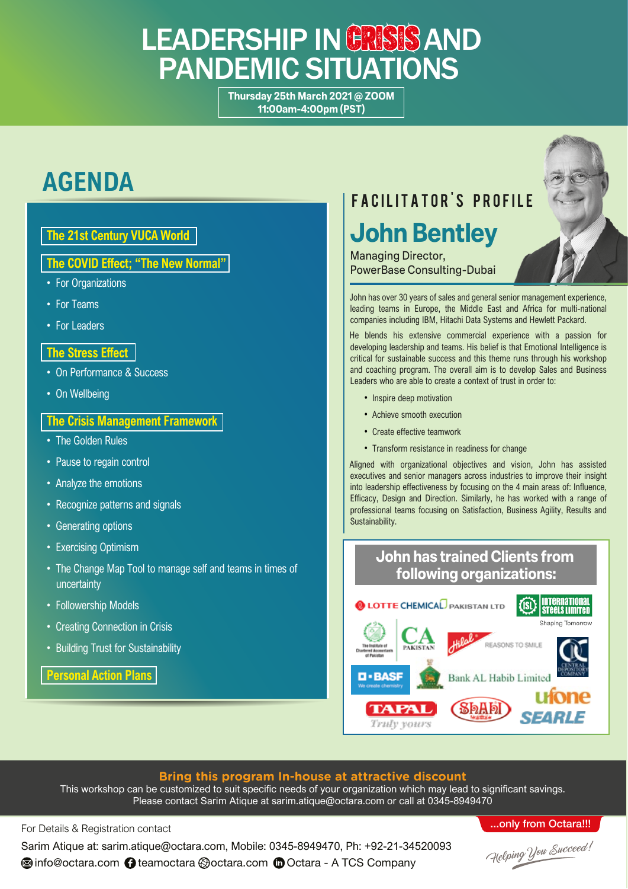# LEADERSHIP IN CRISIS AND PANDEMIC SITUATIONS

**Thursday 25th March 2021 @ ZOOM**
**11:00am-4:00pm (PST)**

## AGENDA

**The 21st Century VUCA World**

**The COVID Effect; "The New Normal"**

- For Organizations
- For Teams
- For Leaders

**The Stress Effect**

- On Performance & Success
- On Wellbeing

**The Crisis Management Framework**

- The Golden Rules
- Pause to regain control
- Analyze the emotions
- Recognize patterns and signals
- Generating options
- Exercising Optimism
- The Change Map Tool to manage self and teams in times of uncertainty
- Followership Models
- Creating Connection in Crisis
- Building Trust for Sustainability

**Personal Action Plans**

## FACILITATOR'S PROFILE

### John Bentley

Managing Director,
PowerBase Consulting-Dubai

John has over 30 years of sales and general senior management experience, leading teams in Europe, the Middle East and Africa for multi-national companies including IBM, Hitachi Data Systems and Hewlett Packard.

He blends his extensive commercial experience with a passion for developing leadership and teams. His belief is that Emotional Intelligence is critical for sustainable success and this theme runs through his workshop and coaching program. The overall aim is to develop Sales and Business Leaders who are able to create a context of trust in order to:

- Inspire deep motivation
- Achieve smooth execution
- Create effective teamwork
- Transform resistance in readiness for change

Aligned with organizational objectives and vision, John has assisted executives and senior managers across industries to improve their insight into leadership effectiveness by focusing on the 4 main areas of: Influence, Efficacy, Design and Direction. Similarly, he has worked with a range of professional teams focusing on Satisfaction, Business Agility, Results and Sustainability.

**John has trained Clients from following organizations:**

LOTTE CHEMICAL PAKISTAN LTD, International Steels Limited (Shaping Tomorrow), The Institute of Chartered Accountants of Pakistan, CA Pakistan, Hilal (Reasons to Smile), Central Depository Company, BASF (We create chemistry), Bank AL Habib Limited, ufone, TAPAL (Truly yours), Shahi, SEARLE

**Bring this program In-house at attractive discount**

This workshop can be customized to suit specific needs of your organization which may lead to significant savings. Please contact Sarim Atique at sarim.atique@octara.com or call at 0345-8949470

For Details & Registration contact

Sarim Atique at: sarim.atique@octara.com, Mobile: 0345-8949470, Ph: +92-21-34520093

info@octara.com teamoctara octara.com Octara - A TCS Company

...only from Octara!!!

*Helping You Succeed!*